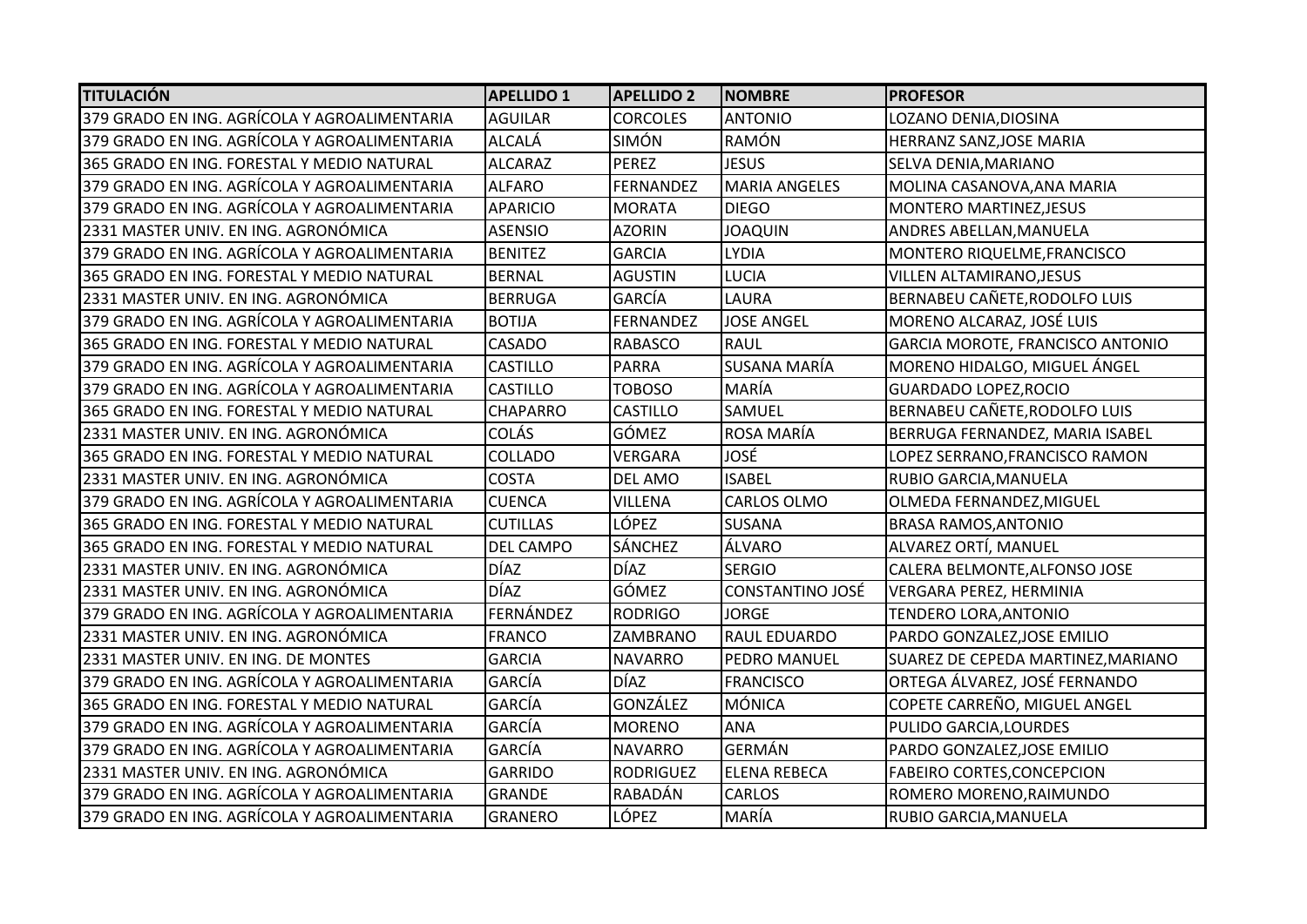| TITULACIÓN | APELLIDO 1 | APELLIDO 2 | NOMBRE | PROFESOR |
| --- | --- | --- | --- | --- |
| 379 GRADO EN ING. AGRÍCOLA Y AGROALIMENTARIA | AGUILAR | CORCOLES | ANTONIO | LOZANO DENIA,DIOSINA |
| 379 GRADO EN ING. AGRÍCOLA Y AGROALIMENTARIA | ALCALÁ | SIMÓN | RAMÓN | HERRANZ SANZ,JOSE MARIA |
| 365 GRADO EN ING. FORESTAL Y MEDIO NATURAL | ALCARAZ | PEREZ | JESUS | SELVA DENIA,MARIANO |
| 379 GRADO EN ING. AGRÍCOLA Y AGROALIMENTARIA | ALFARO | FERNANDEZ | MARIA ANGELES | MOLINA CASANOVA,ANA MARIA |
| 379 GRADO EN ING. AGRÍCOLA Y AGROALIMENTARIA | APARICIO | MORATA | DIEGO | MONTERO MARTINEZ,JESUS |
| 2331 MASTER UNIV. EN ING. AGRONÓMICA | ASENSIO | AZORIN | JOAQUIN | ANDRES ABELLAN,MANUELA |
| 379 GRADO EN ING. AGRÍCOLA Y AGROALIMENTARIA | BENITEZ | GARCIA | LYDIA | MONTERO RIQUELME,FRANCISCO |
| 365 GRADO EN ING. FORESTAL Y MEDIO NATURAL | BERNAL | AGUSTIN | LUCIA | VILLEN ALTAMIRANO,JESUS |
| 2331 MASTER UNIV. EN ING. AGRONÓMICA | BERRUGA | GARCÍA | LAURA | BERNABEU CAÑETE,RODOLFO LUIS |
| 379 GRADO EN ING. AGRÍCOLA Y AGROALIMENTARIA | BOTIJA | FERNANDEZ | JOSE ANGEL | MORENO ALCARAZ, JOSÉ LUIS |
| 365 GRADO EN ING. FORESTAL Y MEDIO NATURAL | CASADO | RABASCO | RAUL | GARCIA MOROTE, FRANCISCO ANTONIO |
| 379 GRADO EN ING. AGRÍCOLA Y AGROALIMENTARIA | CASTILLO | PARRA | SUSANA MARÍA | MORENO HIDALGO, MIGUEL ÁNGEL |
| 379 GRADO EN ING. AGRÍCOLA Y AGROALIMENTARIA | CASTILLO | TOBOSO | MARÍA | GUARDADO LOPEZ,ROCIO |
| 365 GRADO EN ING. FORESTAL Y MEDIO NATURAL | CHAPARRO | CASTILLO | SAMUEL | BERNABEU CAÑETE,RODOLFO LUIS |
| 2331 MASTER UNIV. EN ING. AGRONÓMICA | COLÁS | GÓMEZ | ROSA MARÍA | BERRUGA FERNANDEZ, MARIA ISABEL |
| 365 GRADO EN ING. FORESTAL Y MEDIO NATURAL | COLLADO | VERGARA | JOSÉ | LOPEZ SERRANO,FRANCISCO RAMON |
| 2331 MASTER UNIV. EN ING. AGRONÓMICA | COSTA | DEL AMO | ISABEL | RUBIO GARCIA,MANUELA |
| 379 GRADO EN ING. AGRÍCOLA Y AGROALIMENTARIA | CUENCA | VILLENA | CARLOS OLMO | OLMEDA FERNANDEZ,MIGUEL |
| 365 GRADO EN ING. FORESTAL Y MEDIO NATURAL | CUTILLAS | LÓPEZ | SUSANA | BRASA RAMOS,ANTONIO |
| 365 GRADO EN ING. FORESTAL Y MEDIO NATURAL | DEL CAMPO | SÁNCHEZ | ÁLVARO | ALVAREZ ORTÍ, MANUEL |
| 2331 MASTER UNIV. EN ING. AGRONÓMICA | DÍAZ | DÍAZ | SERGIO | CALERA BELMONTE,ALFONSO JOSE |
| 2331 MASTER UNIV. EN ING. AGRONÓMICA | DÍAZ | GÓMEZ | CONSTANTINO JOSÉ | VERGARA PEREZ, HERMINIA |
| 379 GRADO EN ING. AGRÍCOLA Y AGROALIMENTARIA | FERNÁNDEZ | RODRIGO | JORGE | TENDERO LORA,ANTONIO |
| 2331 MASTER UNIV. EN ING. AGRONÓMICA | FRANCO | ZAMBRANO | RAUL EDUARDO | PARDO GONZALEZ,JOSE EMILIO |
| 2331 MASTER UNIV. EN ING. DE MONTES | GARCIA | NAVARRO | PEDRO MANUEL | SUAREZ DE CEPEDA MARTINEZ,MARIANO |
| 379 GRADO EN ING. AGRÍCOLA Y AGROALIMENTARIA | GARCÍA | DÍAZ | FRANCISCO | ORTEGA ÁLVAREZ, JOSÉ FERNANDO |
| 365 GRADO EN ING. FORESTAL Y MEDIO NATURAL | GARCÍA | GONZÁLEZ | MÓNICA | COPETE CARREÑO, MIGUEL ANGEL |
| 379 GRADO EN ING. AGRÍCOLA Y AGROALIMENTARIA | GARCÍA | MORENO | ANA | PULIDO GARCIA,LOURDES |
| 379 GRADO EN ING. AGRÍCOLA Y AGROALIMENTARIA | GARCÍA | NAVARRO | GERMÁN | PARDO GONZALEZ,JOSE EMILIO |
| 2331 MASTER UNIV. EN ING. AGRONÓMICA | GARRIDO | RODRIGUEZ | ELENA REBECA | FABEIRO CORTES,CONCEPCION |
| 379 GRADO EN ING. AGRÍCOLA Y AGROALIMENTARIA | GRANDE | RABADÁN | CARLOS | ROMERO MORENO,RAIMUNDO |
| 379 GRADO EN ING. AGRÍCOLA Y AGROALIMENTARIA | GRANERO | LÓPEZ | MARÍA | RUBIO GARCIA,MANUELA |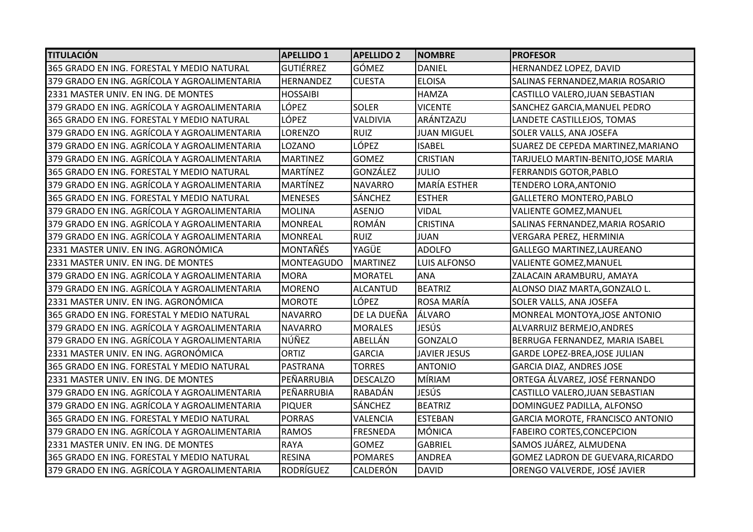| TITULACIÓN | APELLIDO 1 | APELLIDO 2 | NOMBRE | PROFESOR |
|---|---|---|---|---|
| 365 GRADO EN ING. FORESTAL Y MEDIO NATURAL | GUTIÉRREZ | GÓMEZ | DANIEL | HERNANDEZ LOPEZ, DAVID |
| 379 GRADO EN ING. AGRÍCOLA Y AGROALIMENTARIA | HERNANDEZ | CUESTA | ELOISA | SALINAS FERNANDEZ,MARIA ROSARIO |
| 2331 MASTER UNIV. EN ING. DE MONTES | HOSSAIBI | | HAMZA | CASTILLO VALERO,JUAN SEBASTIAN |
| 379 GRADO EN ING. AGRÍCOLA Y AGROALIMENTARIA | LÓPEZ | SOLER | VICENTE | SANCHEZ GARCIA,MANUEL PEDRO |
| 365 GRADO EN ING. FORESTAL Y MEDIO NATURAL | LÓPEZ | VALDIVIA | ARÁNTZAZU | LANDETE CASTILLEJOS, TOMAS |
| 379 GRADO EN ING. AGRÍCOLA Y AGROALIMENTARIA | LORENZO | RUIZ | JUAN MIGUEL | SOLER VALLS, ANA JOSEFA |
| 379 GRADO EN ING. AGRÍCOLA Y AGROALIMENTARIA | LOZANO | LÓPEZ | ISABEL | SUAREZ DE CEPEDA MARTINEZ,MARIANO |
| 379 GRADO EN ING. AGRÍCOLA Y AGROALIMENTARIA | MARTINEZ | GOMEZ | CRISTIAN | TARJUELO MARTIN-BENITO,JOSE MARIA |
| 365 GRADO EN ING. FORESTAL Y MEDIO NATURAL | MARTÍNEZ | GONZÁLEZ | JULIO | FERRANDIS GOTOR,PABLO |
| 379 GRADO EN ING. AGRÍCOLA Y AGROALIMENTARIA | MARTÍNEZ | NAVARRO | MARÍA ESTHER | TENDERO LORA,ANTONIO |
| 365 GRADO EN ING. FORESTAL Y MEDIO NATURAL | MENESES | SÁNCHEZ | ESTHER | GALLETERO MONTERO,PABLO |
| 379 GRADO EN ING. AGRÍCOLA Y AGROALIMENTARIA | MOLINA | ASENJO | VIDAL | VALIENTE GOMEZ,MANUEL |
| 379 GRADO EN ING. AGRÍCOLA Y AGROALIMENTARIA | MONREAL | ROMÁN | CRISTINA | SALINAS FERNANDEZ,MARIA ROSARIO |
| 379 GRADO EN ING. AGRÍCOLA Y AGROALIMENTARIA | MONREAL | RUIZ | JUAN | VERGARA PEREZ, HERMINIA |
| 2331 MASTER UNIV. EN ING. AGRONÓMICA | MONTAÑÉS | YAGÜE | ADOLFO | GALLEGO MARTINEZ,LAUREANO |
| 2331 MASTER UNIV. EN ING. DE MONTES | MONTEAGUDO | MARTINEZ | LUIS ALFONSO | VALIENTE GOMEZ,MANUEL |
| 379 GRADO EN ING. AGRÍCOLA Y AGROALIMENTARIA | MORA | MORATEL | ANA | ZALACAIN ARAMBURU, AMAYA |
| 379 GRADO EN ING. AGRÍCOLA Y AGROALIMENTARIA | MORENO | ALCANTUD | BEATRIZ | ALONSO DIAZ MARTA,GONZALO L. |
| 2331 MASTER UNIV. EN ING. AGRONÓMICA | MOROTE | LÓPEZ | ROSA MARÍA | SOLER VALLS, ANA JOSEFA |
| 365 GRADO EN ING. FORESTAL Y MEDIO NATURAL | NAVARRO | DE LA DUEÑA | ÁLVARO | MONREAL MONTOYA,JOSE ANTONIO |
| 379 GRADO EN ING. AGRÍCOLA Y AGROALIMENTARIA | NAVARRO | MORALES | JESÚS | ALVARRUIZ BERMEJO,ANDRES |
| 379 GRADO EN ING. AGRÍCOLA Y AGROALIMENTARIA | NÚÑEZ | ABELLÁN | GONZALO | BERRUGA FERNANDEZ, MARIA ISABEL |
| 2331 MASTER UNIV. EN ING. AGRONÓMICA | ORTIZ | GARCIA | JAVIER JESUS | GARDE LOPEZ-BREA,JOSE JULIAN |
| 365 GRADO EN ING. FORESTAL Y MEDIO NATURAL | PASTRANA | TORRES | ANTONIO | GARCIA DIAZ, ANDRES JOSE |
| 2331 MASTER UNIV. EN ING. DE MONTES | PEÑARRUBIA | DESCALZO | MÍRIAM | ORTEGA ÁLVAREZ, JOSÉ FERNANDO |
| 379 GRADO EN ING. AGRÍCOLA Y AGROALIMENTARIA | PEÑARRUBIA | RABADÁN | JESÚS | CASTILLO VALERO,JUAN SEBASTIAN |
| 379 GRADO EN ING. AGRÍCOLA Y AGROALIMENTARIA | PIQUER | SÁNCHEZ | BEATRIZ | DOMINGUEZ PADILLA, ALFONSO |
| 365 GRADO EN ING. FORESTAL Y MEDIO NATURAL | PORRAS | VALENCIA | ESTEBAN | GARCIA MOROTE, FRANCISCO ANTONIO |
| 379 GRADO EN ING. AGRÍCOLA Y AGROALIMENTARIA | RAMOS | FRESNEDA | MÓNICA | FABEIRO CORTES,CONCEPCION |
| 2331 MASTER UNIV. EN ING. DE MONTES | RAYA | GOMEZ | GABRIEL | SAMOS JUÁREZ, ALMUDENA |
| 365 GRADO EN ING. FORESTAL Y MEDIO NATURAL | RESINA | POMARES | ANDREA | GOMEZ LADRON DE GUEVARA,RICARDO |
| 379 GRADO EN ING. AGRÍCOLA Y AGROALIMENTARIA | RODRÍGUEZ | CALDERÓN | DAVID | ORENGO VALVERDE, JOSÉ JAVIER |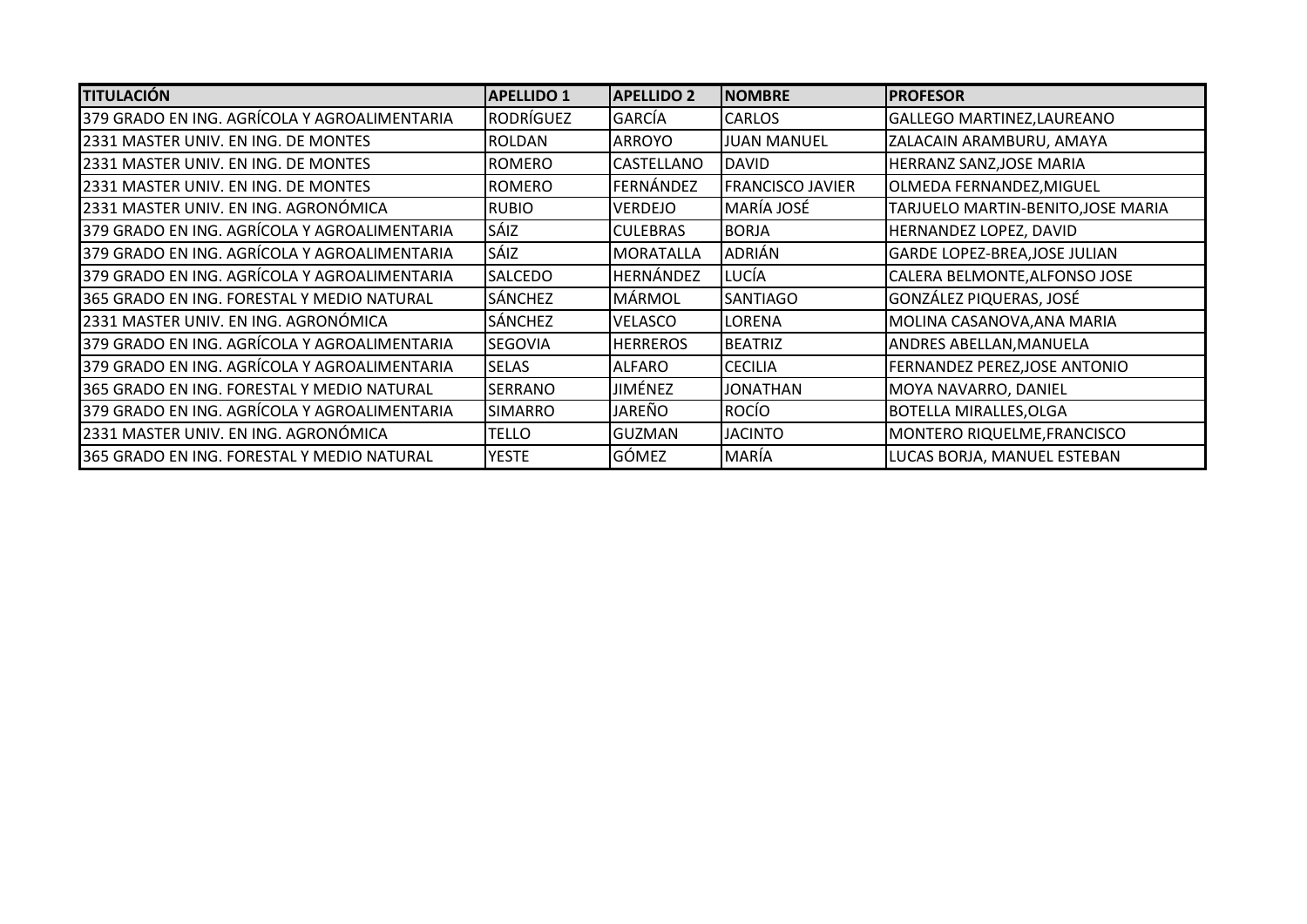| TITULACIÓN | APELLIDO 1 | APELLIDO 2 | NOMBRE | PROFESOR |
|---|---|---|---|---|
| 379 GRADO EN ING. AGRÍCOLA Y AGROALIMENTARIA | RODRÍGUEZ | GARCÍA | CARLOS | GALLEGO MARTINEZ,LAUREANO |
| 2331 MASTER UNIV. EN ING. DE MONTES | ROLDAN | ARROYO | JUAN MANUEL | ZALACAIN ARAMBURU, AMAYA |
| 2331 MASTER UNIV. EN ING. DE MONTES | ROMERO | CASTELLANO | DAVID | HERRANZ SANZ,JOSE MARIA |
| 2331 MASTER UNIV. EN ING. DE MONTES | ROMERO | FERNÁNDEZ | FRANCISCO JAVIER | OLMEDA FERNANDEZ,MIGUEL |
| 2331 MASTER UNIV. EN ING. AGRONÓMICA | RUBIO | VERDEJO | MARÍA JOSÉ | TARJUELO MARTIN-BENITO,JOSE MARIA |
| 379 GRADO EN ING. AGRÍCOLA Y AGROALIMENTARIA | SÁIZ | CULEBRAS | BORJA | HERNANDEZ LOPEZ, DAVID |
| 379 GRADO EN ING. AGRÍCOLA Y AGROALIMENTARIA | SÁIZ | MORATALLA | ADRIÁN | GARDE LOPEZ-BREA,JOSE JULIAN |
| 379 GRADO EN ING. AGRÍCOLA Y AGROALIMENTARIA | SALCEDO | HERNÁNDEZ | LUCÍA | CALERA BELMONTE,ALFONSO JOSE |
| 365 GRADO EN ING. FORESTAL Y MEDIO NATURAL | SÁNCHEZ | MÁRMOL | SANTIAGO | GONZÁLEZ PIQUERAS, JOSÉ |
| 2331 MASTER UNIV. EN ING. AGRONÓMICA | SÁNCHEZ | VELASCO | LORENA | MOLINA CASANOVA,ANA MARIA |
| 379 GRADO EN ING. AGRÍCOLA Y AGROALIMENTARIA | SEGOVIA | HERREROS | BEATRIZ | ANDRES ABELLAN,MANUELA |
| 379 GRADO EN ING. AGRÍCOLA Y AGROALIMENTARIA | SELAS | ALFARO | CECILIA | FERNANDEZ PEREZ,JOSE ANTONIO |
| 365 GRADO EN ING. FORESTAL Y MEDIO NATURAL | SERRANO | JIMÉNEZ | JONATHAN | MOYA NAVARRO, DANIEL |
| 379 GRADO EN ING. AGRÍCOLA Y AGROALIMENTARIA | SIMARRO | JAREÑO | ROCÍO | BOTELLA MIRALLES,OLGA |
| 2331 MASTER UNIV. EN ING. AGRONÓMICA | TELLO | GUZMAN | JACINTO | MONTERO RIQUELME,FRANCISCO |
| 365 GRADO EN ING. FORESTAL Y MEDIO NATURAL | YESTE | GÓMEZ | MARÍA | LUCAS BORJA, MANUEL ESTEBAN |